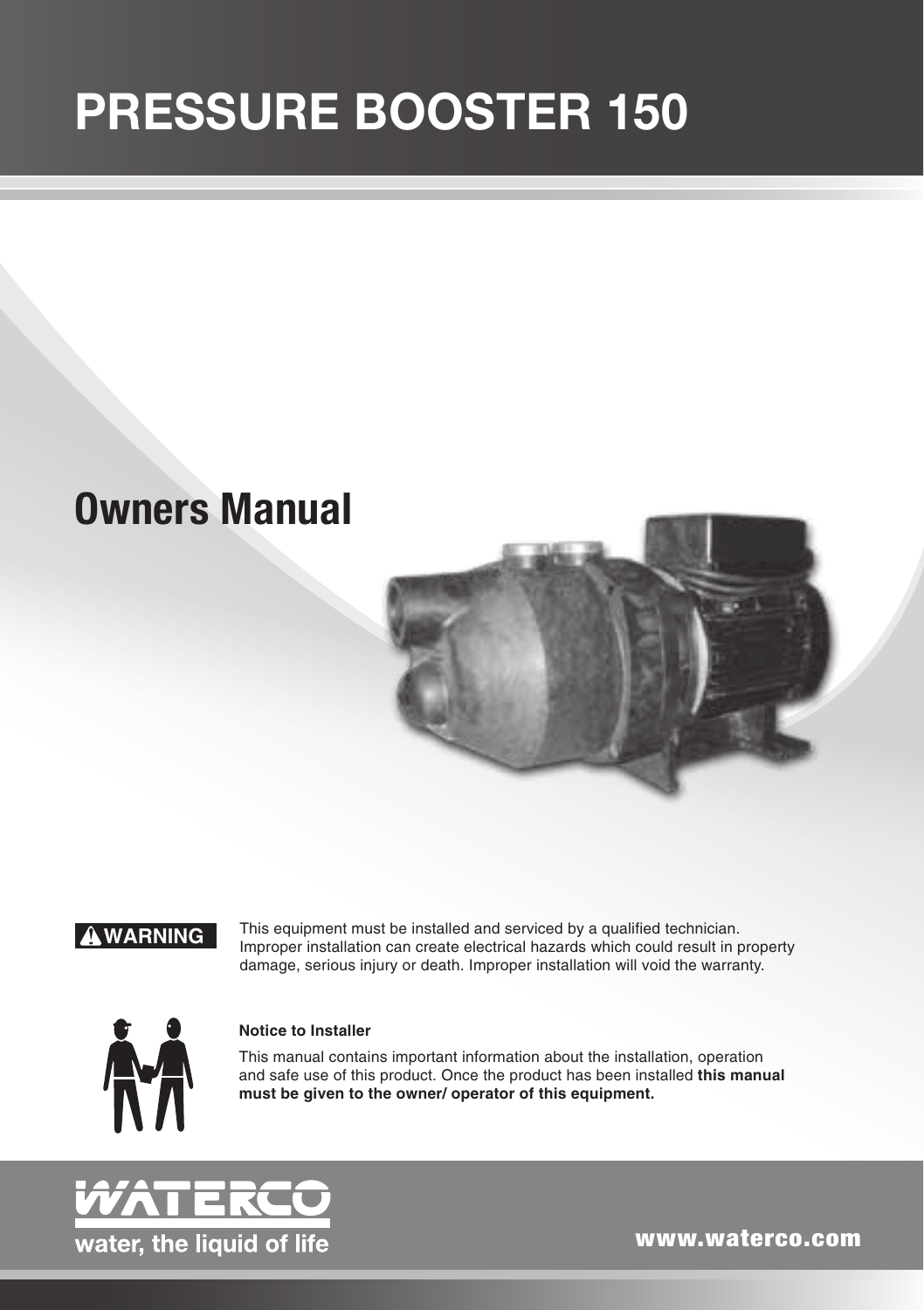# PRESSURE BOOSTER 150

## Owners Manual

**WARNING** This equipment must be installed and serviced by a qualified technician. Improper installation can create electrical hazards which could result in property damage, serious injury or death. Improper installation will void the warranty.

**Notice to Installer**

This manual contains important information about the installation, operation and safe use of this product. Once the product has been installed **this manual must be given to the owner/ operator of this equipment.**

WATERCO

water, the liquid of life

www.waterco.com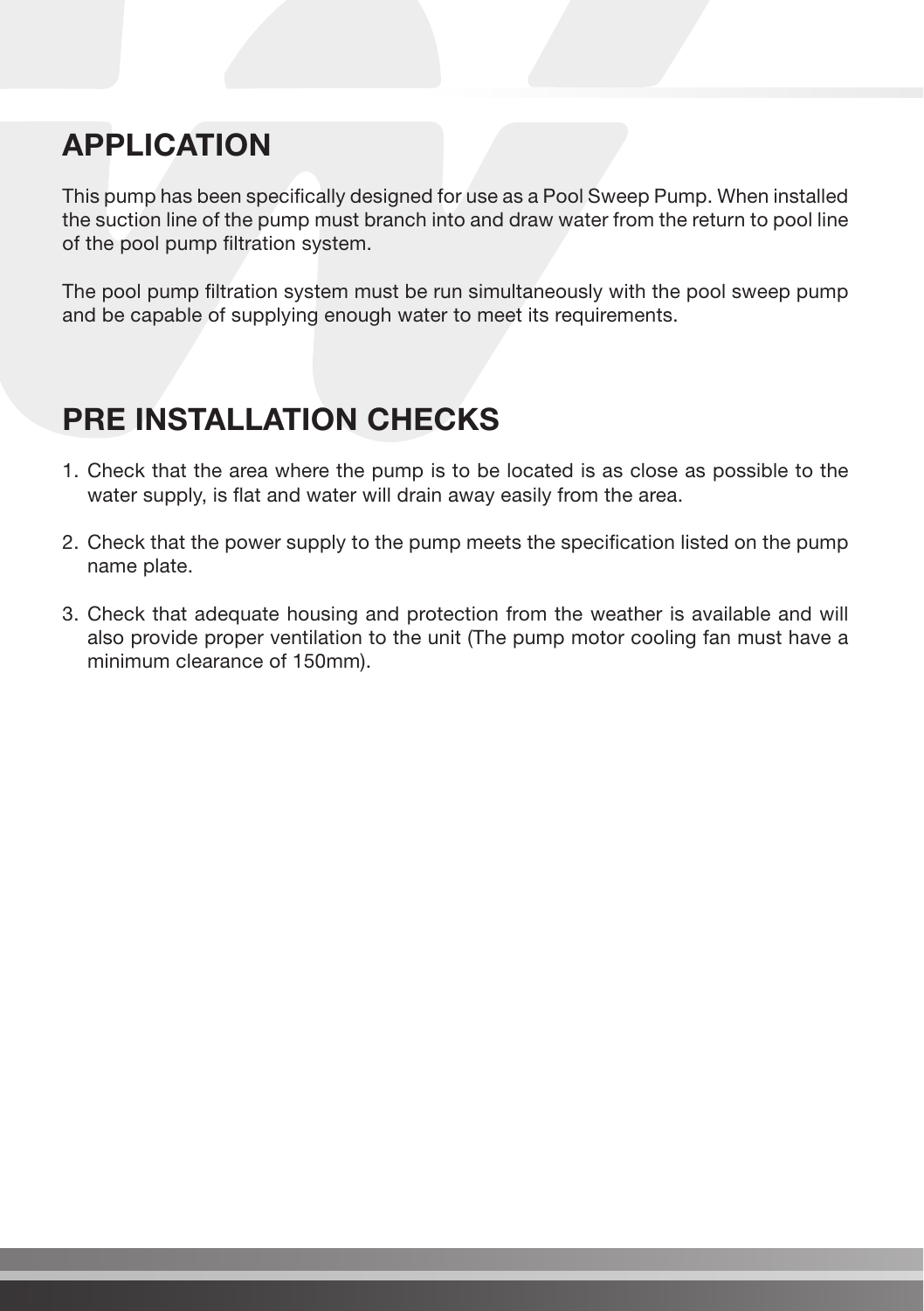## APPLICATION

This pump has been specifically designed for use as a Pool Sweep Pump. When installed the suction line of the pump must branch into and draw water from the return to pool line of the pool pump filtration system.

The pool pump filtration system must be run simultaneously with the pool sweep pump and be capable of supplying enough water to meet its requirements.

## PRE INSTALLATION CHECKS

1. Check that the area where the pump is to be located is as close as possible to the water supply, is flat and water will drain away easily from the area.

2. Check that the power supply to the pump meets the specification listed on the pump name plate.

3. Check that adequate housing and protection from the weather is available and will also provide proper ventilation to the unit (The pump motor cooling fan must have a minimum clearance of 150mm).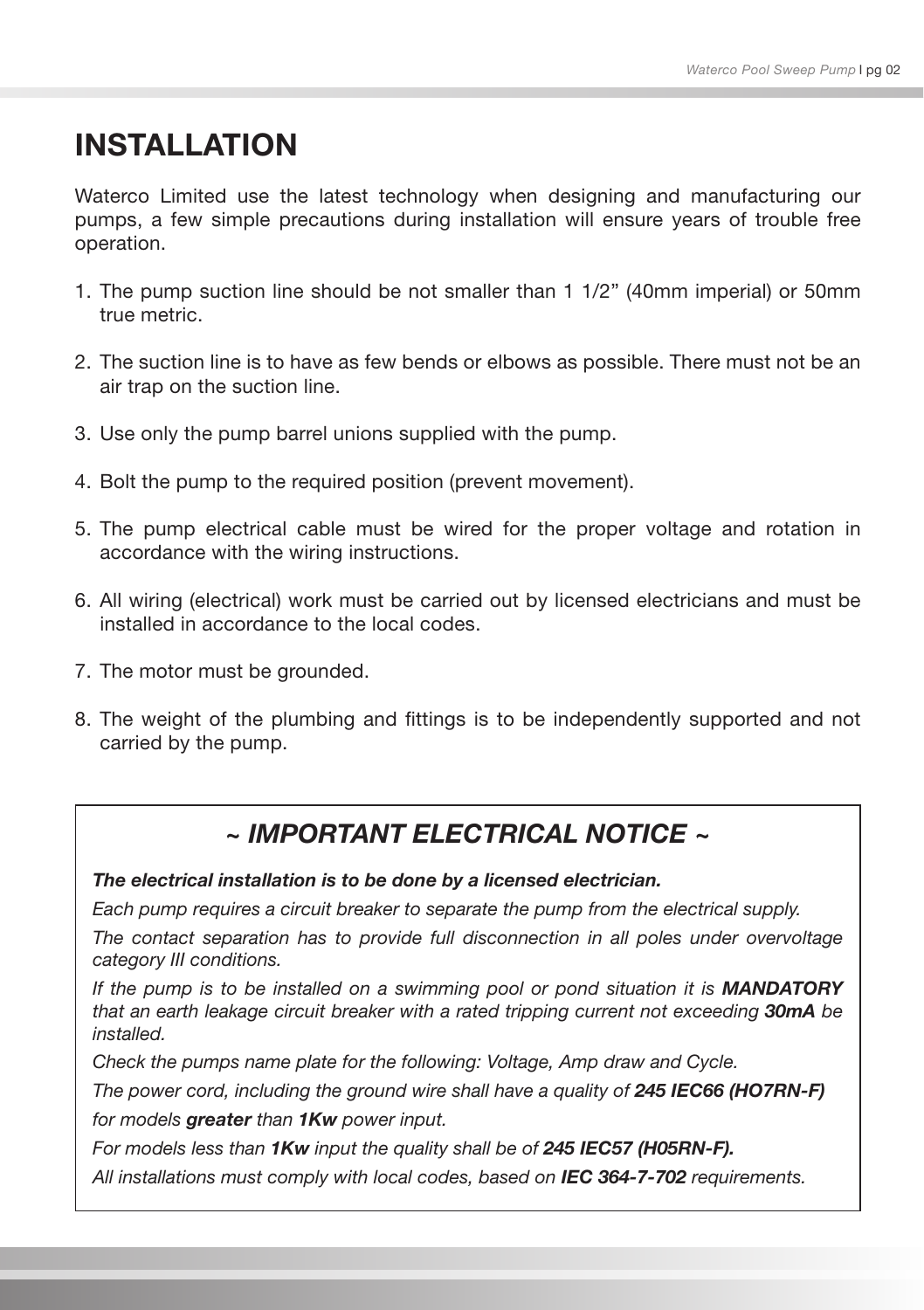# INSTALLATION

Waterco Limited use the latest technology when designing and manufacturing our pumps, a few simple precautions during installation will ensure years of trouble free operation.

1. The pump suction line should be not smaller than 1 1/2” (40mm imperial) or 50mm true metric.

2. The suction line is to have as few bends or elbows as possible. There must not be an air trap on the suction line.

3. Use only the pump barrel unions supplied with the pump.

4. Bolt the pump to the required position (prevent movement).

5. The pump electrical cable must be wired for the proper voltage and rotation in accordance with the wiring instructions.

6. All wiring (electrical) work must be carried out by licensed electricians and must be installed in accordance to the local codes.

7. The motor must be grounded.

8. The weight of the plumbing and fittings is to be independently supported and not carried by the pump.

## *~ IMPORTANT ELECTRICAL NOTICE ~*

***The electrical installation is to be done by a licensed electrician.***

*Each pump requires a circuit breaker to separate the pump from the electrical supply.*

*The contact separation has to provide full disconnection in all poles under overvoltage category III conditions.*

*If the pump is to be installed on a swimming pool or pond situation it is **MANDATORY** that an earth leakage circuit breaker with a rated tripping current not exceeding **30mA** be installed.*

*Check the pumps name plate for the following: Voltage, Amp draw and Cycle.*

*The power cord, including the ground wire shall have a quality of **245 IEC66 (HO7RN-F)** for models **greater** than **1Kw** power input.*

*For models less than **1Kw** input the quality shall be of **245 IEC57 (H05RN-F).***

*All installations must comply with local codes, based on **IEC 364-7-702** requirements.*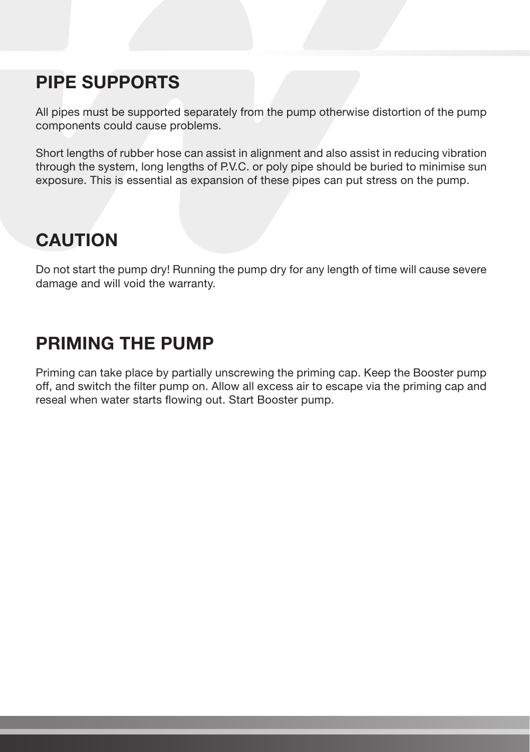## PIPE SUPPORTS

All pipes must be supported separately from the pump otherwise distortion of the pump components could cause problems.

Short lengths of rubber hose can assist in alignment and also assist in reducing vibration through the system, long lengths of P.V.C. or poly pipe should be buried to minimise sun exposure. This is essential as expansion of these pipes can put stress on the pump.

## CAUTION

Do not start the pump dry! Running the pump dry for any length of time will cause severe damage and will void the warranty.

## PRIMING THE PUMP

Priming can take place by partially unscrewing the priming cap. Keep the Booster pump off, and switch the filter pump on. Allow all excess air to escape via the priming cap and reseal when water starts flowing out. Start Booster pump.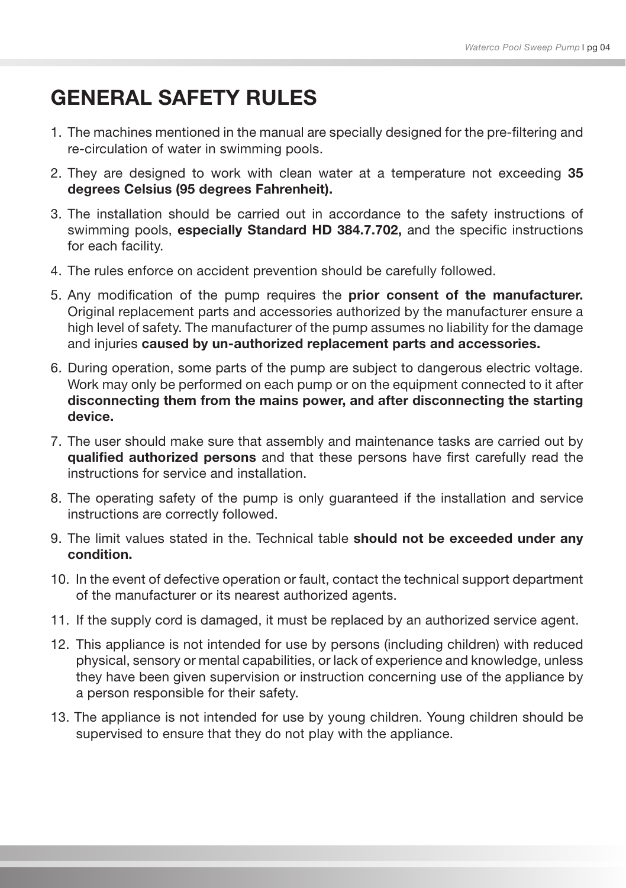# GENERAL SAFETY RULES

1. The machines mentioned in the manual are specially designed for the pre-filtering and re-circulation of water in swimming pools.
2. They are designed to work with clean water at a temperature not exceeding **35 degrees Celsius (95 degrees Fahrenheit).**
3. The installation should be carried out in accordance to the safety instructions of swimming pools, **especially Standard HD 384.7.702,** and the specific instructions for each facility.
4. The rules enforce on accident prevention should be carefully followed.
5. Any modification of the pump requires the **prior consent of the manufacturer.** Original replacement parts and accessories authorized by the manufacturer ensure a high level of safety. The manufacturer of the pump assumes no liability for the damage and injuries **caused by un-authorized replacement parts and accessories.**
6. During operation, some parts of the pump are subject to dangerous electric voltage. Work may only be performed on each pump or on the equipment connected to it after **disconnecting them from the mains power, and after disconnecting the starting device.**
7. The user should make sure that assembly and maintenance tasks are carried out by **qualified authorized persons** and that these persons have first carefully read the instructions for service and installation.
8. The operating safety of the pump is only guaranteed if the installation and service instructions are correctly followed.
9. The limit values stated in the. Technical table **should not be exceeded under any condition.**
10. In the event of defective operation or fault, contact the technical support department of the manufacturer or its nearest authorized agents.
11. If the supply cord is damaged, it must be replaced by an authorized service agent.
12. This appliance is not intended for use by persons (including children) with reduced physical, sensory or mental capabilities, or lack of experience and knowledge, unless they have been given supervision or instruction concerning use of the appliance by a person responsible for their safety.
13. The appliance is not intended for use by young children. Young children should be supervised to ensure that they do not play with the appliance.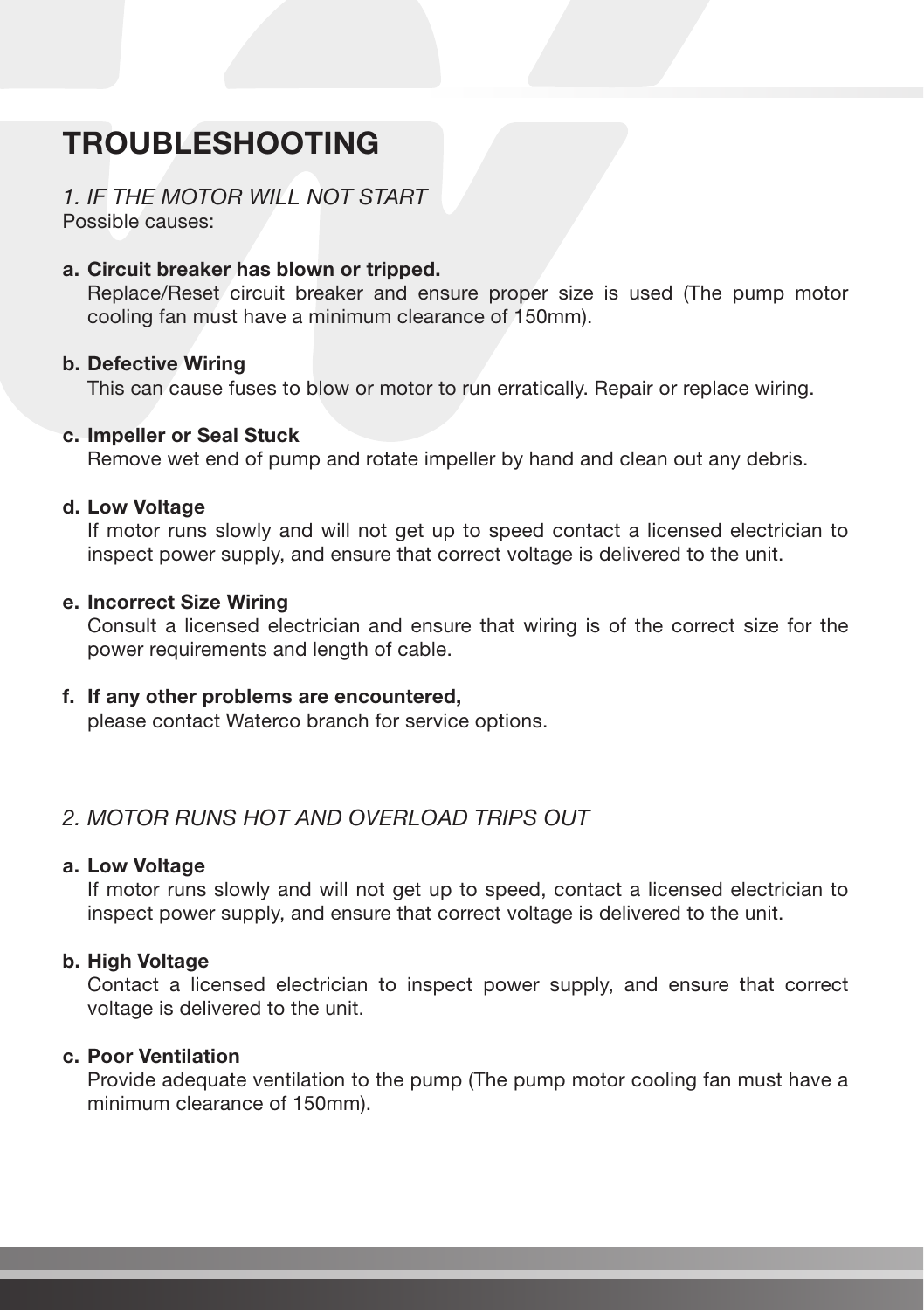# TROUBLESHOOTING

*1. IF THE MOTOR WILL NOT START*
Possible causes:

a. **Circuit breaker has blown or tripped.**
   Replace/Reset circuit breaker and ensure proper size is used (The pump motor cooling fan must have a minimum clearance of 150mm).

b. **Defective Wiring**
   This can cause fuses to blow or motor to run erratically. Repair or replace wiring.

c. **Impeller or Seal Stuck**
   Remove wet end of pump and rotate impeller by hand and clean out any debris.

d. **Low Voltage**
   If motor runs slowly and will not get up to speed contact a licensed electrician to inspect power supply, and ensure that correct voltage is delivered to the unit.

e. **Incorrect Size Wiring**
   Consult a licensed electrician and ensure that wiring is of the correct size for the power requirements and length of cable.

f. **If any other problems are encountered,**
   please contact Waterco branch for service options.

*2. MOTOR RUNS HOT AND OVERLOAD TRIPS OUT*

a. **Low Voltage**
   If motor runs slowly and will not get up to speed, contact a licensed electrician to inspect power supply, and ensure that correct voltage is delivered to the unit.

b. **High Voltage**
   Contact a licensed electrician to inspect power supply, and ensure that correct voltage is delivered to the unit.

c. **Poor Ventilation**
   Provide adequate ventilation to the pump (The pump motor cooling fan must have a minimum clearance of 150mm).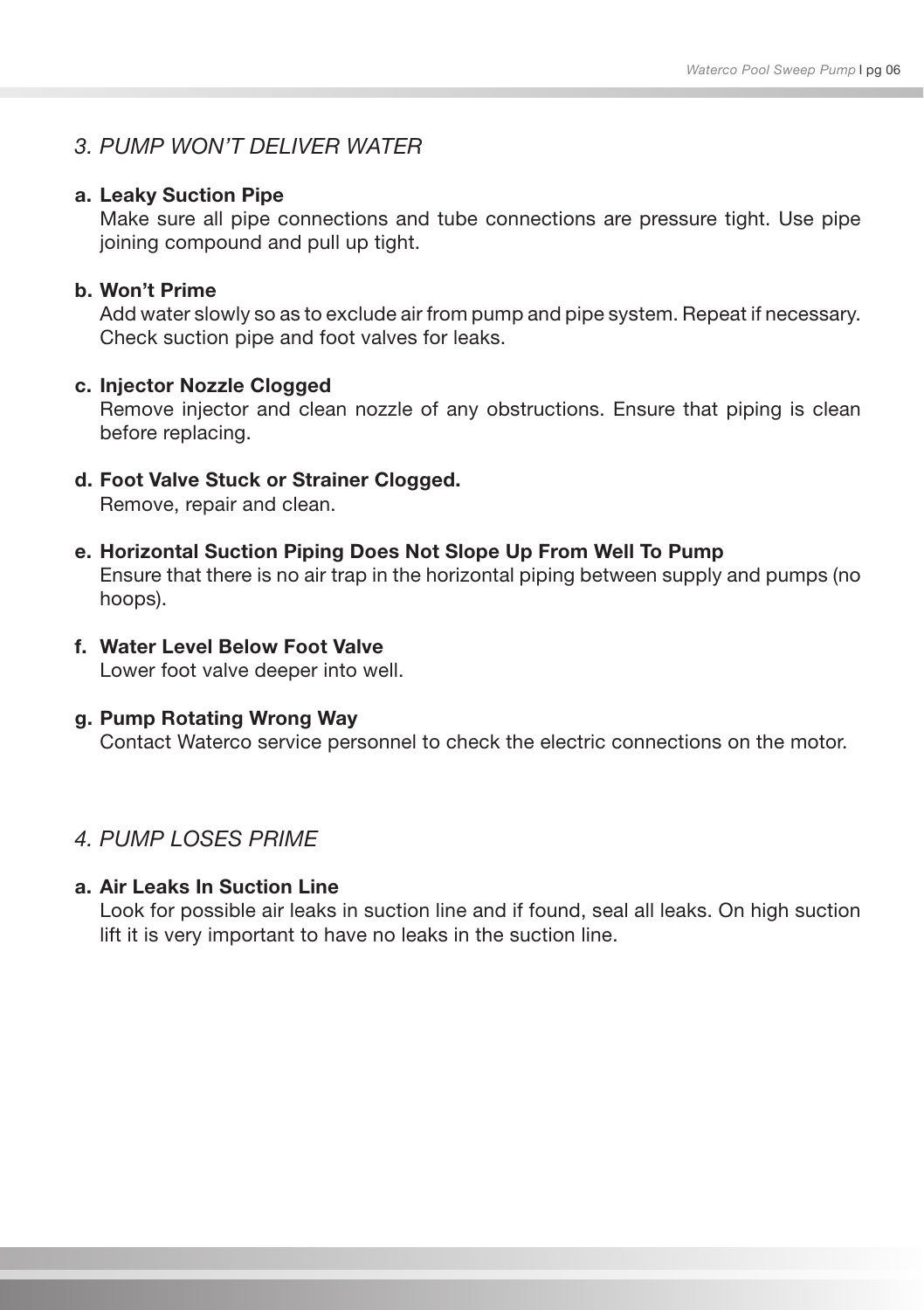## *3. PUMP WON'T DELIVER WATER*

**a. Leaky Suction Pipe**
Make sure all pipe connections and tube connections are pressure tight. Use pipe joining compound and pull up tight.

**b. Won't Prime**
Add water slowly so as to exclude air from pump and pipe system. Repeat if necessary. Check suction pipe and foot valves for leaks.

**c. Injector Nozzle Clogged**
Remove injector and clean nozzle of any obstructions. Ensure that piping is clean before replacing.

**d. Foot Valve Stuck or Strainer Clogged.**
Remove, repair and clean.

**e. Horizontal Suction Piping Does Not Slope Up From Well To Pump**
Ensure that there is no air trap in the horizontal piping between supply and pumps (no hoops).

**f. Water Level Below Foot Valve**
Lower foot valve deeper into well.

**g. Pump Rotating Wrong Way**
Contact Waterco service personnel to check the electric connections on the motor.

## *4. PUMP LOSES PRIME*

**a. Air Leaks In Suction Line**
Look for possible air leaks in suction line and if found, seal all leaks. On high suction lift it is very important to have no leaks in the suction line.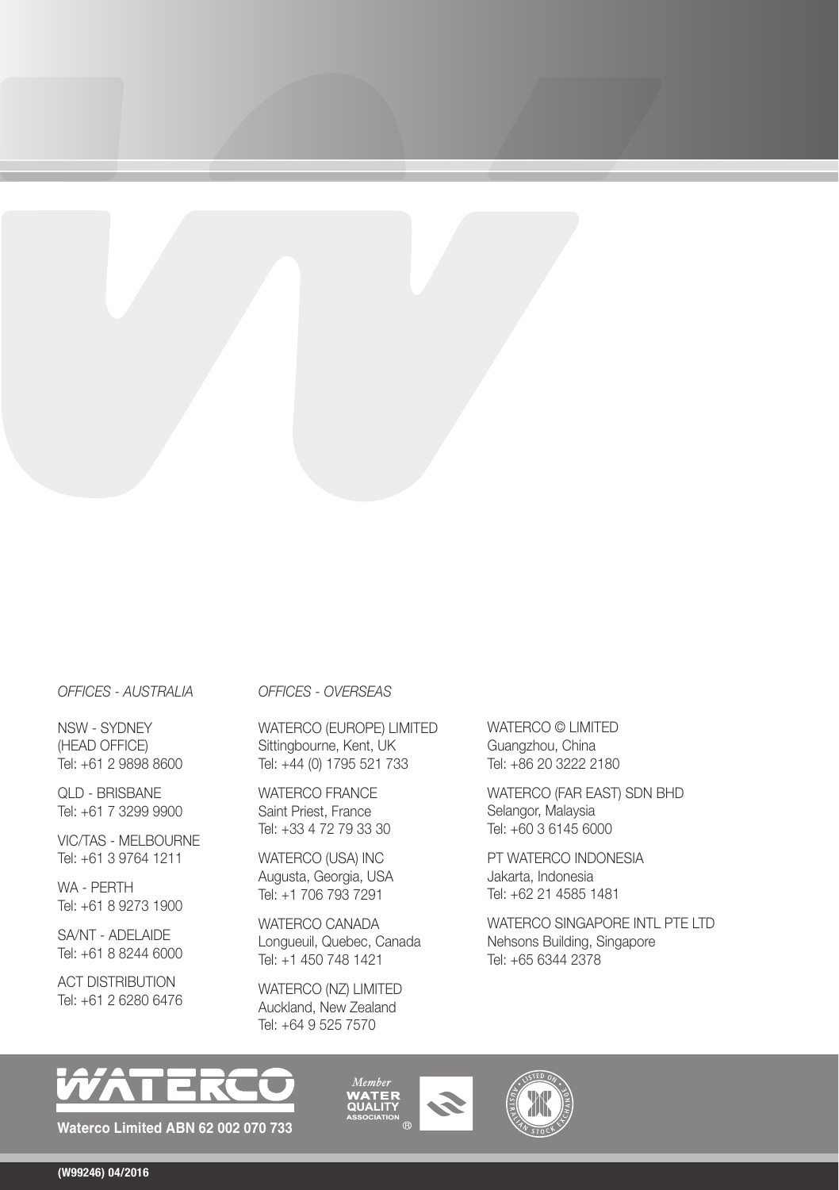*OFFICES - AUSTRALIA*

NSW - SYDNEY
(HEAD OFFICE)
Tel: +61 2 9898 8600

QLD - BRISBANE
Tel: +61 7 3299 9900

VIC/TAS - MELBOURNE
Tel: +61 3 9764 1211

WA - PERTH
Tel: +61 8 9273 1900

SA/NT - ADELAIDE
Tel: +61 8 8244 6000

ACT DISTRIBUTION
Tel: +61 2 6280 6476

*OFFICES - OVERSEAS*

WATERCO (EUROPE) LIMITED
Sittingbourne, Kent, UK
Tel: +44 (0) 1795 521 733

WATERCO FRANCE
Saint Priest, France
Tel: +33 4 72 79 33 30

WATERCO (USA) INC
Augusta, Georgia, USA
Tel: +1 706 793 7291

WATERCO CANADA
Longueuil, Quebec, Canada
Tel: +1 450 748 1421

WATERCO (NZ) LIMITED
Auckland, New Zealand
Tel: +64 9 525 7570

WATERCO © LIMITED
Guangzhou, China
Tel: +86 20 3222 2180

WATERCO (FAR EAST) SDN BHD
Selangor, Malaysia
Tel: +60 3 6145 6000

PT WATERCO INDONESIA
Jakarta, Indonesia
Tel: +62 21 4585 1481

WATERCO SINGAPORE INTL PTE LTD
Nehsons Building, Singapore
Tel: +65 6344 2378

WATERCO

**Waterco Limited ABN 62 002 070 733**

Member WATER QUALITY ASSOCIATION ®

LISTED ON AUSTRALIAN STOCK EXCHANGE

**(W99246) 04/2016**